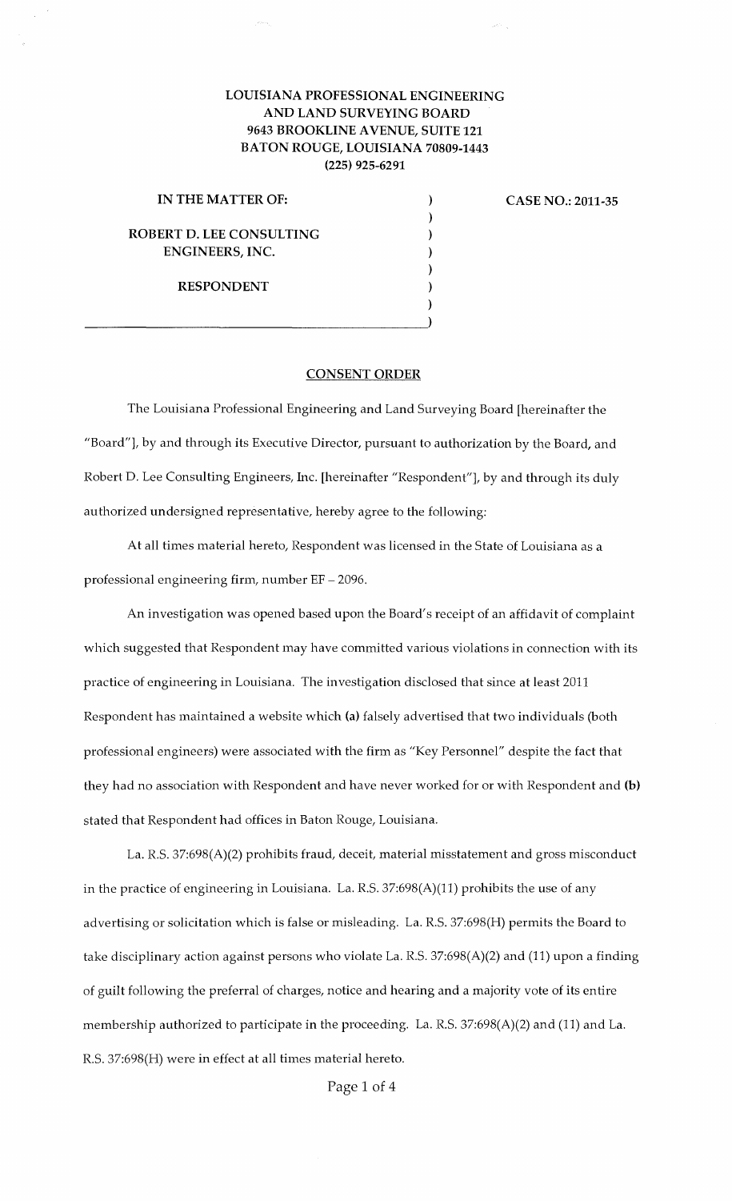**LOUISIANA PROFESSIONAL ENGINEERING AND LAND SURVEYING BOARD**
**9643 BROOKLINE AVENUE, SUITE 121**
**BATON ROUGE, LOUISIANA 70809-1443**
**(225) 925-6291**

| | |
|---|---|
| **IN THE MATTER OF:** | **CASE NO.: 2011-35** |
| **ROBERT D. LEE CONSULTING ENGINEERS, INC.** | |
| **RESPONDENT** | |

## CONSENT ORDER

The Louisiana Professional Engineering and Land Surveying Board [hereinafter the "Board"], by and through its Executive Director, pursuant to authorization by the Board, and Robert D. Lee Consulting Engineers, Inc. [hereinafter "Respondent"], by and through its duly authorized undersigned representative, hereby agree to the following:

At all times material hereto, Respondent was licensed in the State of Louisiana as a professional engineering firm, number EF – 2096.

An investigation was opened based upon the Board's receipt of an affidavit of complaint which suggested that Respondent may have committed various violations in connection with its practice of engineering in Louisiana. The investigation disclosed that since at least 2011 Respondent has maintained a website which **(a)** falsely advertised that two individuals (both professional engineers) were associated with the firm as "Key Personnel" despite the fact that they had no association with Respondent and have never worked for or with Respondent and **(b)** stated that Respondent had offices in Baton Rouge, Louisiana.

La. R.S. 37:698(A)(2) prohibits fraud, deceit, material misstatement and gross misconduct in the practice of engineering in Louisiana. La. R.S. 37:698(A)(11) prohibits the use of any advertising or solicitation which is false or misleading. La. R.S. 37:698(H) permits the Board to take disciplinary action against persons who violate La. R.S. 37:698(A)(2) and (11) upon a finding of guilt following the preferral of charges, notice and hearing and a majority vote of its entire membership authorized to participate in the proceeding. La. R.S. 37:698(A)(2) and (11) and La. R.S. 37:698(H) were in effect at all times material hereto.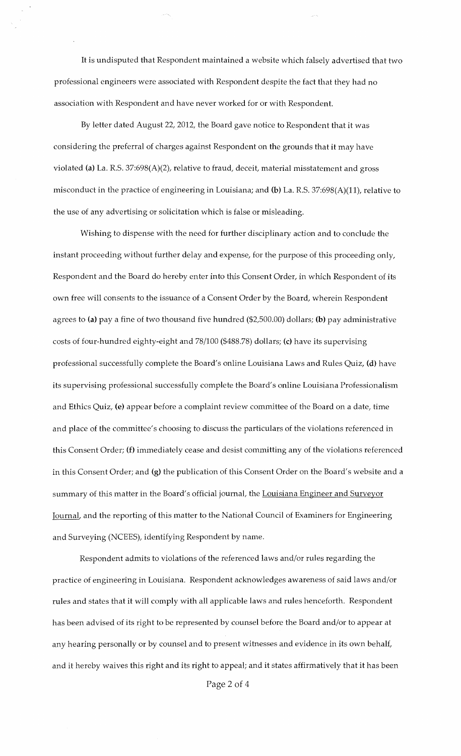It is undisputed that Respondent maintained a website which falsely advertised that two professional engineers were associated with Respondent despite the fact that they had no association with Respondent and have never worked for or with Respondent.

By letter dated August 22, 2012, the Board gave notice to Respondent that it was considering the preferral of charges against Respondent on the grounds that it may have violated **(a)** La. R.S. 37:698(A)(2), relative to fraud, deceit, material misstatement and gross misconduct in the practice of engineering in Louisiana; and **(b)** La. R.S. 37:698(A)(11), relative to the use of any advertising or solicitation which is false or misleading.

Wishing to dispense with the need for further disciplinary action and to conclude the instant proceeding without further delay and expense, for the purpose of this proceeding only, Respondent and the Board do hereby enter into this Consent Order, in which Respondent of its own free will consents to the issuance of a Consent Order by the Board, wherein Respondent agrees to **(a)** pay a fine of two thousand five hundred ($2,500.00) dollars; **(b)** pay administrative costs of four-hundred eighty-eight and 78/100 ($488.78) dollars; **(c)** have its supervising professional successfully complete the Board's online Louisiana Laws and Rules Quiz, **(d)** have its supervising professional successfully complete the Board's online Louisiana Professionalism and Ethics Quiz, **(e)** appear before a complaint review committee of the Board on a date, time and place of the committee's choosing to discuss the particulars of the violations referenced in this Consent Order; **(f)** immediately cease and desist committing any of the violations referenced in this Consent Order; and **(g)** the publication of this Consent Order on the Board's website and a summary of this matter in the Board's official journal, the Louisiana Engineer and Surveyor Journal, and the reporting of this matter to the National Council of Examiners for Engineering and Surveying (NCEES), identifying Respondent by name.

Respondent admits to violations of the referenced laws and/or rules regarding the practice of engineering in Louisiana. Respondent acknowledges awareness of said laws and/or rules and states that it will comply with all applicable laws and rules henceforth. Respondent has been advised of its right to be represented by counsel before the Board and/or to appear at any hearing personally or by counsel and to present witnesses and evidence in its own behalf, and it hereby waives this right and its right to appeal; and it states affirmatively that it has been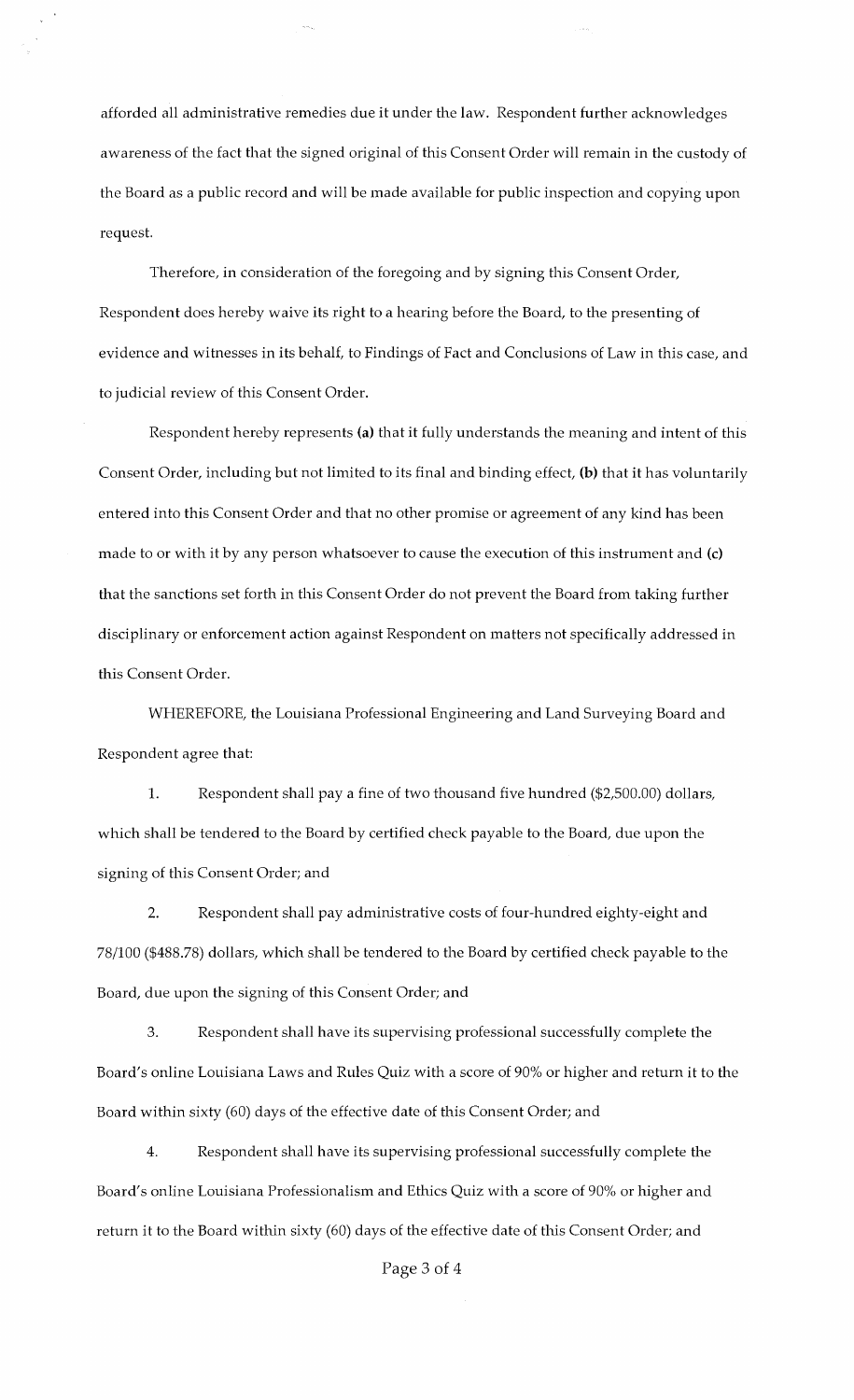afforded all administrative remedies due it under the law. Respondent further acknowledges awareness of the fact that the signed original of this Consent Order will remain in the custody of the Board as a public record and will be made available for public inspection and copying upon request.

Therefore, in consideration of the foregoing and by signing this Consent Order, Respondent does hereby waive its right to a hearing before the Board, to the presenting of evidence and witnesses in its behalf, to Findings of Fact and Conclusions of Law in this case, and to judicial review of this Consent Order.

Respondent hereby represents **(a)** that it fully understands the meaning and intent of this Consent Order, including but not limited to its final and binding effect, **(b)** that it has voluntarily entered into this Consent Order and that no other promise or agreement of any kind has been made to or with it by any person whatsoever to cause the execution of this instrument and **(c)** that the sanctions set forth in this Consent Order do not prevent the Board from taking further disciplinary or enforcement action against Respondent on matters not specifically addressed in this Consent Order.

WHEREFORE, the Louisiana Professional Engineering and Land Surveying Board and Respondent agree that:

1. Respondent shall pay a fine of two thousand five hundred ($2,500.00) dollars, which shall be tendered to the Board by certified check payable to the Board, due upon the signing of this Consent Order; and

2. Respondent shall pay administrative costs of four-hundred eighty-eight and 78/100 ($488.78) dollars, which shall be tendered to the Board by certified check payable to the Board, due upon the signing of this Consent Order; and

3. Respondent shall have its supervising professional successfully complete the Board's online Louisiana Laws and Rules Quiz with a score of 90% or higher and return it to the Board within sixty (60) days of the effective date of this Consent Order; and

4. Respondent shall have its supervising professional successfully complete the Board's online Louisiana Professionalism and Ethics Quiz with a score of 90% or higher and return it to the Board within sixty (60) days of the effective date of this Consent Order; and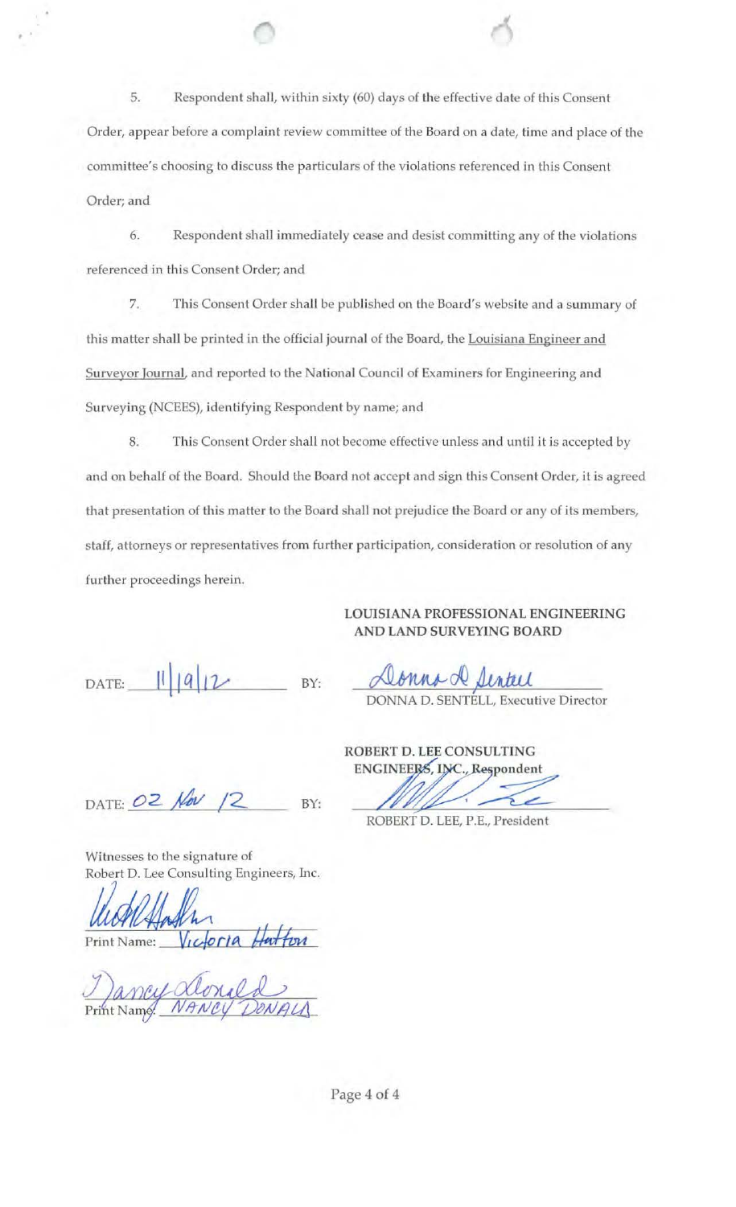5. Respondent shall, within sixty (60) days of the effective date of this Consent Order, appear before a complaint review committee of the Board on a date, time and place of the committee's choosing to discuss the particulars of the violations referenced in this Consent Order; and

6. Respondent shall immediately cease and desist committing any of the violations referenced in this Consent Order; and

7. This Consent Order shall be published on the Board's website and a summary of this matter shall be printed in the official journal of the Board, the Louisiana Engineer and Surveyor Journal, and reported to the National Council of Examiners for Engineering and Surveying (NCEES), identifying Respondent by name; and

8. This Consent Order shall not become effective unless and until it is accepted by and on behalf of the Board. Should the Board not accept and sign this Consent Order, it is agreed that presentation of this matter to the Board shall not prejudice the Board or any of its members, staff, attorneys or representatives from further participation, consideration or resolution of any further proceedings herein.

**LOUISIANA PROFESSIONAL ENGINEERING AND LAND SURVEYING BOARD**

DATE: 11/19/12 BY: Donna D. Sentell

DONNA D. SENTELL, Executive Director

**ROBERT D. LEE CONSULTING ENGINEERS, INC., Respondent**

DATE: 02 Nov /2 BY: ______________________

ROBERT D. LEE, P.E., President

Witnesses to the signature of Robert D. Lee Consulting Engineers, Inc.

______________________
Print Name: Victoria Hatton

Nancy Donald
Print Name: NANCY DONALD